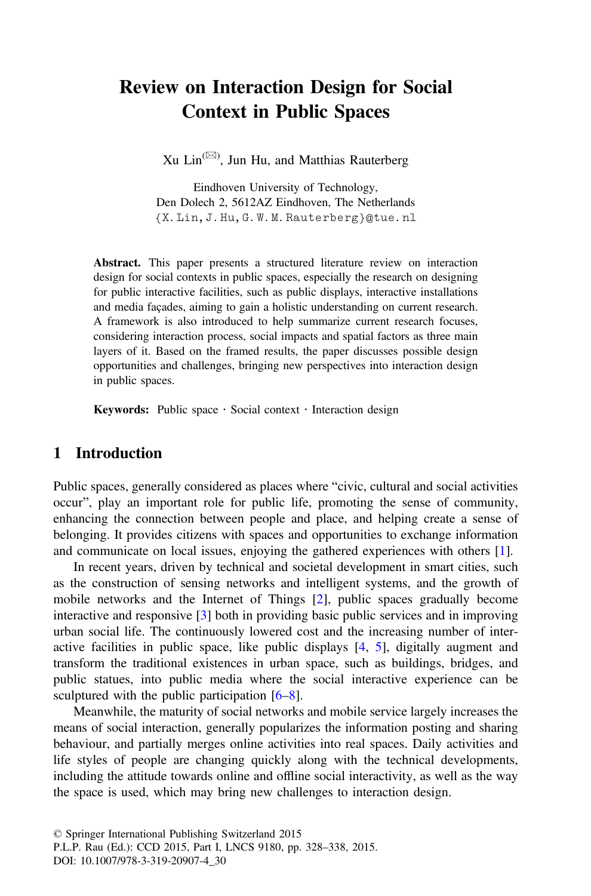# Review on Interaction Design for Social Context in Public Spaces

Xu Lin[✉], Jun Hu, and Matthias Rauterberg

Eindhoven University of Technology,
Den Dolech 2, 5612AZ Eindhoven, The Netherlands
{X.Lin, J.Hu, G.W.M.Rauterberg}@tue.nl

**Abstract.** This paper presents a structured literature review on interaction design for social contexts in public spaces, especially the research on designing for public interactive facilities, such as public displays, interactive installations and media façades, aiming to gain a holistic understanding on current research. A framework is also introduced to help summarize current research focuses, considering interaction process, social impacts and spatial factors as three main layers of it. Based on the framed results, the paper discusses possible design opportunities and challenges, bringing new perspectives into interaction design in public spaces.

**Keywords:** Public space · Social context · Interaction design

## 1 Introduction

Public spaces, generally considered as places where "civic, cultural and social activities occur", play an important role for public life, promoting the sense of community, enhancing the connection between people and place, and helping create a sense of belonging. It provides citizens with spaces and opportunities to exchange information and communicate on local issues, enjoying the gathered experiences with others [1].

In recent years, driven by technical and societal development in smart cities, such as the construction of sensing networks and intelligent systems, and the growth of mobile networks and the Internet of Things [2], public spaces gradually become interactive and responsive [3] both in providing basic public services and in improving urban social life. The continuously lowered cost and the increasing number of interactive facilities in public space, like public displays [4, 5], digitally augment and transform the traditional existences in urban space, such as buildings, bridges, and public statues, into public media where the social interactive experience can be sculptured with the public participation [6–8].

Meanwhile, the maturity of social networks and mobile service largely increases the means of social interaction, generally popularizes the information posting and sharing behaviour, and partially merges online activities into real spaces. Daily activities and life styles of people are changing quickly along with the technical developments, including the attitude towards online and offline social interactivity, as well as the way the space is used, which may bring new challenges to interaction design.

© Springer International Publishing Switzerland 2015
P.L.P. Rau (Ed.): CCD 2015, Part I, LNCS 9180, pp. 328–338, 2015.
DOI: 10.1007/978-3-319-20907-4_30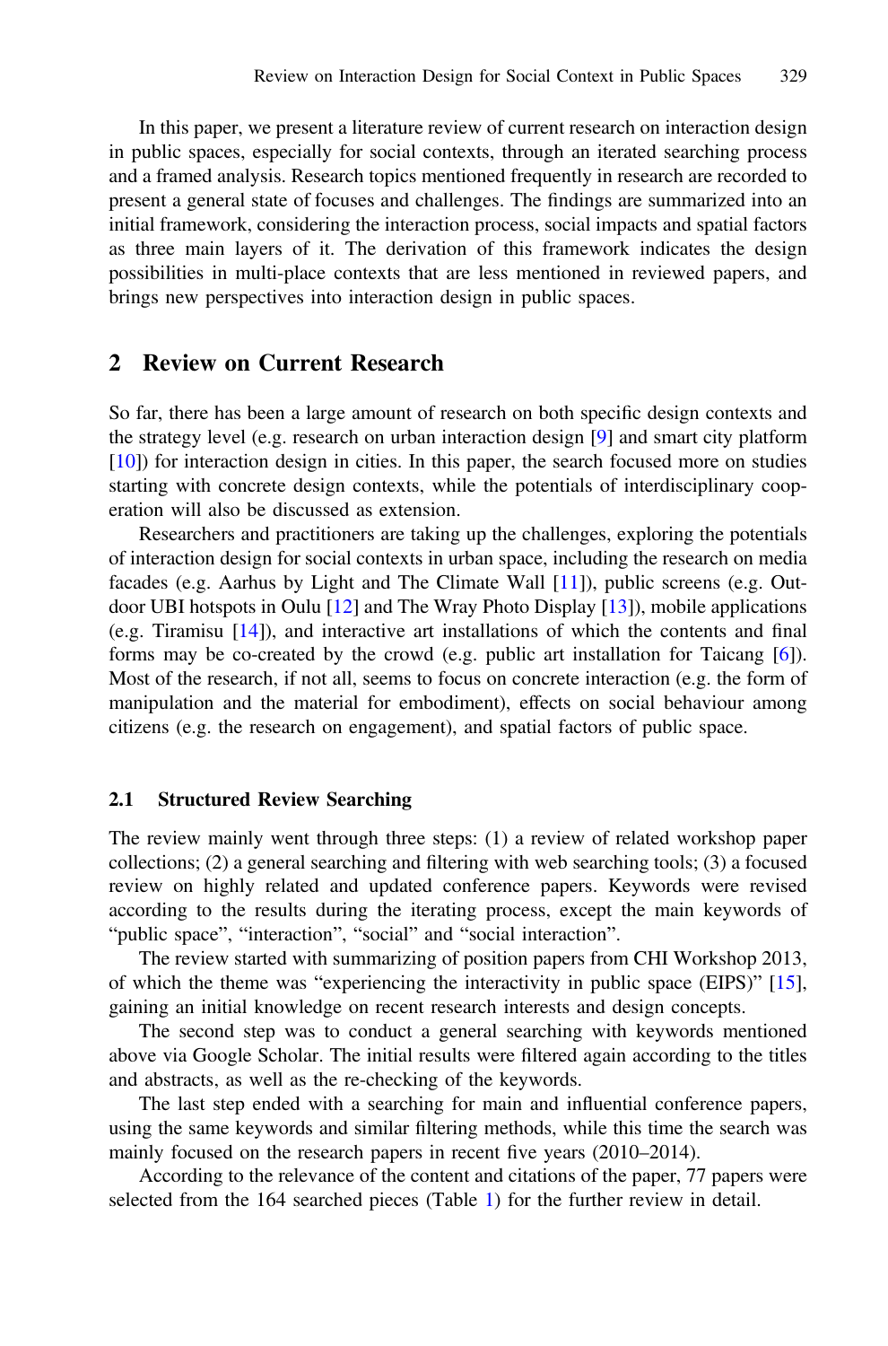In this paper, we present a literature review of current research on interaction design in public spaces, especially for social contexts, through an iterated searching process and a framed analysis. Research topics mentioned frequently in research are recorded to present a general state of focuses and challenges. The findings are summarized into an initial framework, considering the interaction process, social impacts and spatial factors as three main layers of it. The derivation of this framework indicates the design possibilities in multi-place contexts that are less mentioned in reviewed papers, and brings new perspectives into interaction design in public spaces.

## 2 Review on Current Research

So far, there has been a large amount of research on both specific design contexts and the strategy level (e.g. research on urban interaction design [9] and smart city platform [10]) for interaction design in cities. In this paper, the search focused more on studies starting with concrete design contexts, while the potentials of interdisciplinary cooperation will also be discussed as extension.

Researchers and practitioners are taking up the challenges, exploring the potentials of interaction design for social contexts in urban space, including the research on media facades (e.g. Aarhus by Light and The Climate Wall [11]), public screens (e.g. Outdoor UBI hotspots in Oulu [12] and The Wray Photo Display [13]), mobile applications (e.g. Tiramisu [14]), and interactive art installations of which the contents and final forms may be co-created by the crowd (e.g. public art installation for Taicang [6]). Most of the research, if not all, seems to focus on concrete interaction (e.g. the form of manipulation and the material for embodiment), effects on social behaviour among citizens (e.g. the research on engagement), and spatial factors of public space.

### 2.1 Structured Review Searching

The review mainly went through three steps: (1) a review of related workshop paper collections; (2) a general searching and filtering with web searching tools; (3) a focused review on highly related and updated conference papers. Keywords were revised according to the results during the iterating process, except the main keywords of "public space", "interaction", "social" and "social interaction".

The review started with summarizing of position papers from CHI Workshop 2013, of which the theme was "experiencing the interactivity in public space (EIPS)" [15], gaining an initial knowledge on recent research interests and design concepts.

The second step was to conduct a general searching with keywords mentioned above via Google Scholar. The initial results were filtered again according to the titles and abstracts, as well as the re-checking of the keywords.

The last step ended with a searching for main and influential conference papers, using the same keywords and similar filtering methods, while this time the search was mainly focused on the research papers in recent five years (2010–2014).

According to the relevance of the content and citations of the paper, 77 papers were selected from the 164 searched pieces (Table 1) for the further review in detail.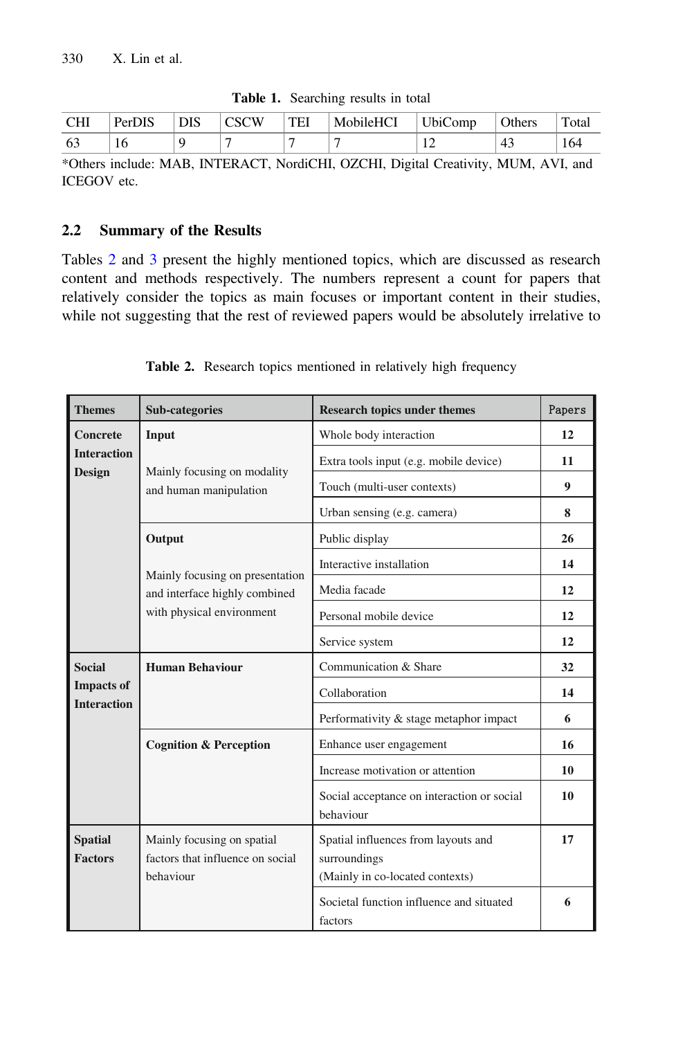**Table 1.** Searching results in total

| CHI | PerDIS | DIS | CSCW | TEI | MobileHCI | UbiComp | Others | Total |
|---|---|---|---|---|---|---|---|---|
| 63 | 16 | 9 | 7 | 7 | 7 | 12 | 43 | 164 |

*Others include: MAB, INTERACT, NordiCHI, OZCHI, Digital Creativity, MUM, AVI, and ICEGOV etc.

### 2.2 Summary of the Results

Tables 2 and 3 present the highly mentioned topics, which are discussed as research content and methods respectively. The numbers represent a count for papers that relatively consider the topics as main focuses or important content in their studies, while not suggesting that the rest of reviewed papers would be absolutely irrelative to

**Table 2.** Research topics mentioned in relatively high frequency

| Themes | Sub-categories | Research topics under themes | Papers |
|---|---|---|---|
| **Concrete Interaction Design** | **Input** Mainly focusing on modality and human manipulation | Whole body interaction | **12** |
| | | Extra tools input (e.g. mobile device) | **11** |
| | | Touch (multi-user contexts) | **9** |
| | | Urban sensing (e.g. camera) | **8** |
| | **Output** Mainly focusing on presentation and interface highly combined with physical environment | Public display | **26** |
| | | Interactive installation | **14** |
| | | Media facade | **12** |
| | | Personal mobile device | **12** |
| | | Service system | **12** |
| **Social Impacts of Interaction** | **Human Behaviour** | Communication & Share | **32** |
| | | Collaboration | **14** |
| | | Performativity & stage metaphor impact | **6** |
| | **Cognition & Perception** | Enhance user engagement | **16** |
| | | Increase motivation or attention | **10** |
| | | Social acceptance on interaction or social behaviour | **10** |
| **Spatial Factors** | Mainly focusing on spatial factors that influence on social behaviour | Spatial influences from layouts and surroundings (Mainly in co-located contexts) | **17** |
| | | Societal function influence and situated factors | **6** |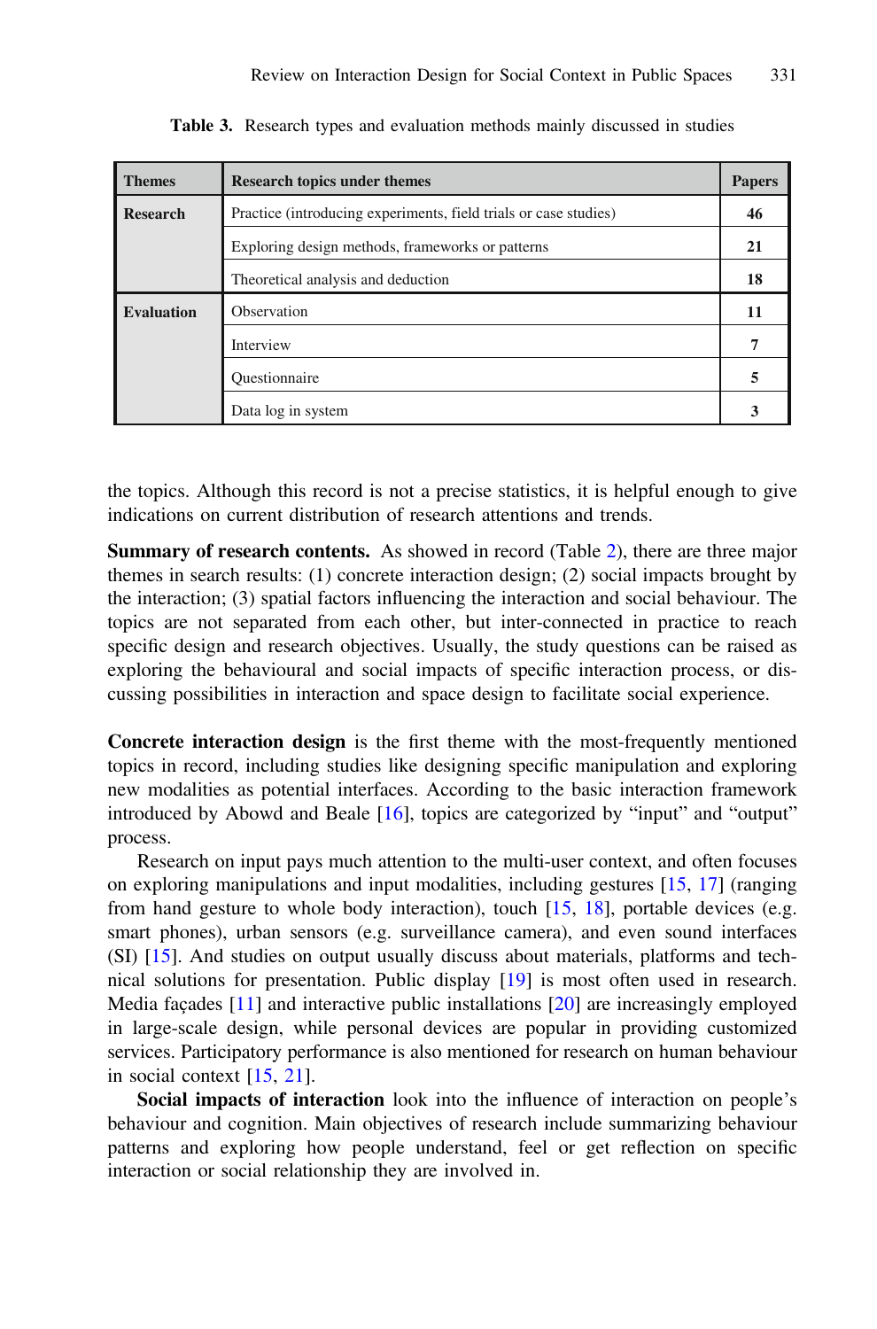**Table 3.** Research types and evaluation methods mainly discussed in studies

| Themes | Research topics under themes | Papers |
|---|---|---|
| **Research** | Practice (introducing experiments, field trials or case studies) | **46** |
| | Exploring design methods, frameworks or patterns | **21** |
| | Theoretical analysis and deduction | **18** |
| **Evaluation** | Observation | **11** |
| | Interview | **7** |
| | Questionnaire | **5** |
| | Data log in system | **3** |

the topics. Although this record is not a precise statistics, it is helpful enough to give indications on current distribution of research attentions and trends.

**Summary of research contents.** As showed in record (Table 2), there are three major themes in search results: (1) concrete interaction design; (2) social impacts brought by the interaction; (3) spatial factors influencing the interaction and social behaviour. The topics are not separated from each other, but inter-connected in practice to reach specific design and research objectives. Usually, the study questions can be raised as exploring the behavioural and social impacts of specific interaction process, or discussing possibilities in interaction and space design to facilitate social experience.

**Concrete interaction design** is the first theme with the most-frequently mentioned topics in record, including studies like designing specific manipulation and exploring new modalities as potential interfaces. According to the basic interaction framework introduced by Abowd and Beale [16], topics are categorized by "input" and "output" process.

Research on input pays much attention to the multi-user context, and often focuses on exploring manipulations and input modalities, including gestures [15, 17] (ranging from hand gesture to whole body interaction), touch [15, 18], portable devices (e.g. smart phones), urban sensors (e.g. surveillance camera), and even sound interfaces (SI) [15]. And studies on output usually discuss about materials, platforms and technical solutions for presentation. Public display [19] is most often used in research. Media façades [11] and interactive public installations [20] are increasingly employed in large-scale design, while personal devices are popular in providing customized services. Participatory performance is also mentioned for research on human behaviour in social context [15, 21].

**Social impacts of interaction** look into the influence of interaction on people's behaviour and cognition. Main objectives of research include summarizing behaviour patterns and exploring how people understand, feel or get reflection on specific interaction or social relationship they are involved in.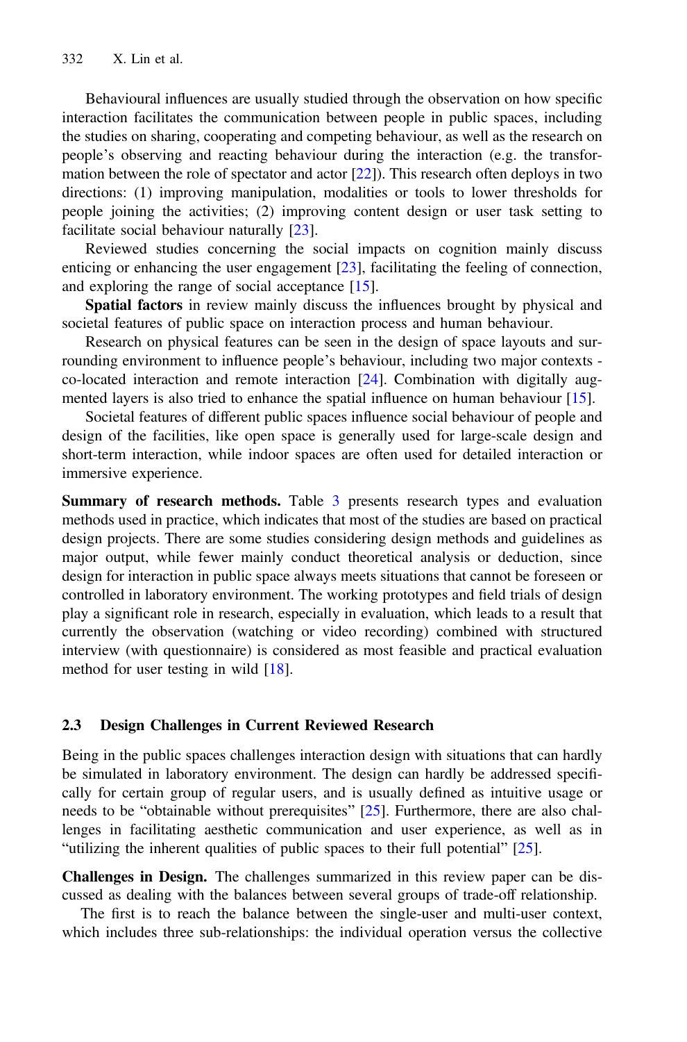Behavioural influences are usually studied through the observation on how specific interaction facilitates the communication between people in public spaces, including the studies on sharing, cooperating and competing behaviour, as well as the research on people's observing and reacting behaviour during the interaction (e.g. the transformation between the role of spectator and actor [22]). This research often deploys in two directions: (1) improving manipulation, modalities or tools to lower thresholds for people joining the activities; (2) improving content design or user task setting to facilitate social behaviour naturally [23].

Reviewed studies concerning the social impacts on cognition mainly discuss enticing or enhancing the user engagement [23], facilitating the feeling of connection, and exploring the range of social acceptance [15].

**Spatial factors** in review mainly discuss the influences brought by physical and societal features of public space on interaction process and human behaviour.

Research on physical features can be seen in the design of space layouts and surrounding environment to influence people's behaviour, including two major contexts - co-located interaction and remote interaction [24]. Combination with digitally augmented layers is also tried to enhance the spatial influence on human behaviour [15].

Societal features of different public spaces influence social behaviour of people and design of the facilities, like open space is generally used for large-scale design and short-term interaction, while indoor spaces are often used for detailed interaction or immersive experience.

**Summary of research methods.** Table 3 presents research types and evaluation methods used in practice, which indicates that most of the studies are based on practical design projects. There are some studies considering design methods and guidelines as major output, while fewer mainly conduct theoretical analysis or deduction, since design for interaction in public space always meets situations that cannot be foreseen or controlled in laboratory environment. The working prototypes and field trials of design play a significant role in research, especially in evaluation, which leads to a result that currently the observation (watching or video recording) combined with structured interview (with questionnaire) is considered as most feasible and practical evaluation method for user testing in wild [18].

### 2.3 Design Challenges in Current Reviewed Research

Being in the public spaces challenges interaction design with situations that can hardly be simulated in laboratory environment. The design can hardly be addressed specifically for certain group of regular users, and is usually defined as intuitive usage or needs to be "obtainable without prerequisites" [25]. Furthermore, there are also challenges in facilitating aesthetic communication and user experience, as well as in "utilizing the inherent qualities of public spaces to their full potential" [25].

**Challenges in Design.** The challenges summarized in this review paper can be discussed as dealing with the balances between several groups of trade-off relationship.

The first is to reach the balance between the single-user and multi-user context, which includes three sub-relationships: the individual operation versus the collective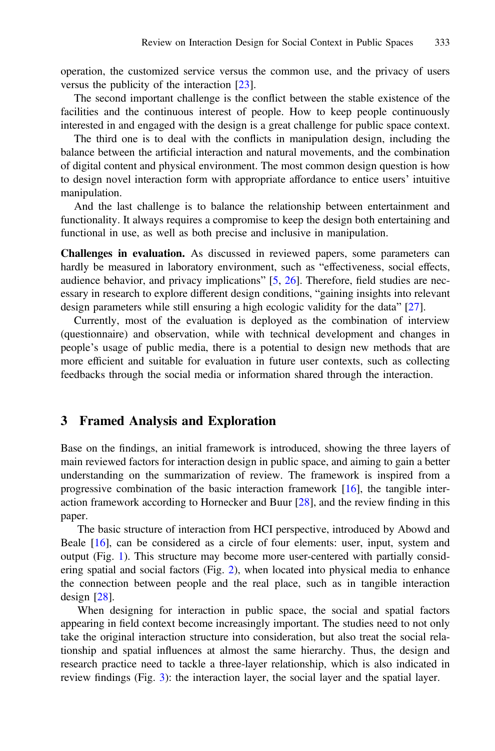operation, the customized service versus the common use, and the privacy of users versus the publicity of the interaction [23].

The second important challenge is the conflict between the stable existence of the facilities and the continuous interest of people. How to keep people continuously interested in and engaged with the design is a great challenge for public space context.

The third one is to deal with the conflicts in manipulation design, including the balance between the artificial interaction and natural movements, and the combination of digital content and physical environment. The most common design question is how to design novel interaction form with appropriate affordance to entice users' intuitive manipulation.

And the last challenge is to balance the relationship between entertainment and functionality. It always requires a compromise to keep the design both entertaining and functional in use, as well as both precise and inclusive in manipulation.

**Challenges in evaluation.** As discussed in reviewed papers, some parameters can hardly be measured in laboratory environment, such as "effectiveness, social effects, audience behavior, and privacy implications" [5, 26]. Therefore, field studies are necessary in research to explore different design conditions, "gaining insights into relevant design parameters while still ensuring a high ecologic validity for the data" [27].

Currently, most of the evaluation is deployed as the combination of interview (questionnaire) and observation, while with technical development and changes in people's usage of public media, there is a potential to design new methods that are more efficient and suitable for evaluation in future user contexts, such as collecting feedbacks through the social media or information shared through the interaction.

## 3 Framed Analysis and Exploration

Base on the findings, an initial framework is introduced, showing the three layers of main reviewed factors for interaction design in public space, and aiming to gain a better understanding on the summarization of review. The framework is inspired from a progressive combination of the basic interaction framework [16], the tangible interaction framework according to Hornecker and Buur [28], and the review finding in this paper.

The basic structure of interaction from HCI perspective, introduced by Abowd and Beale [16], can be considered as a circle of four elements: user, input, system and output (Fig. 1). This structure may become more user-centered with partially considering spatial and social factors (Fig. 2), when located into physical media to enhance the connection between people and the real place, such as in tangible interaction design [28].

When designing for interaction in public space, the social and spatial factors appearing in field context become increasingly important. The studies need to not only take the original interaction structure into consideration, but also treat the social relationship and spatial influences at almost the same hierarchy. Thus, the design and research practice need to tackle a three-layer relationship, which is also indicated in review findings (Fig. 3): the interaction layer, the social layer and the spatial layer.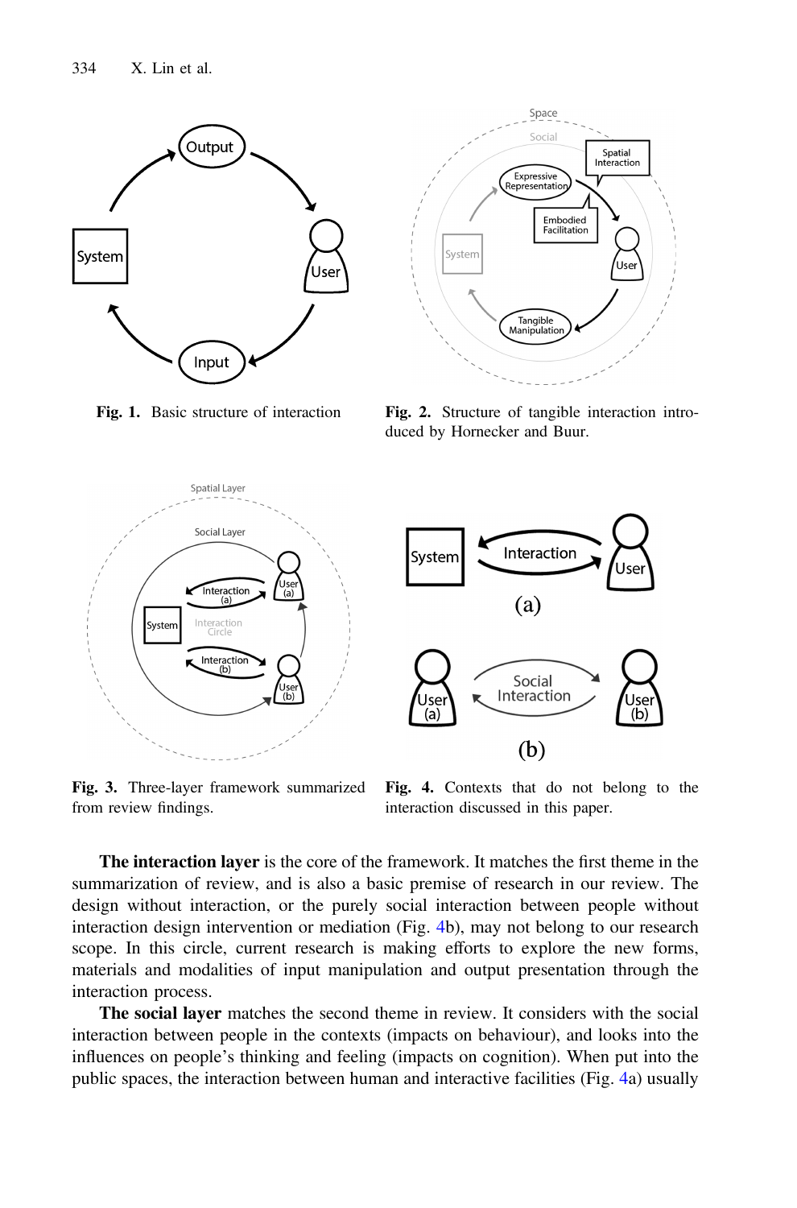**Fig. 1.** Basic structure of interaction

**Fig. 2.** Structure of tangible interaction introduced by Hornecker and Buur.

**Fig. 3.** Three-layer framework summarized from review findings.

**Fig. 4.** Contexts that do not belong to the interaction discussed in this paper.

**The interaction layer** is the core of the framework. It matches the first theme in the summarization of review, and is also a basic premise of research in our review. The design without interaction, or the purely social interaction between people without interaction design intervention or mediation (Fig. 4b), may not belong to our research scope. In this circle, current research is making efforts to explore the new forms, materials and modalities of input manipulation and output presentation through the interaction process.

**The social layer** matches the second theme in review. It considers with the social interaction between people in the contexts (impacts on behaviour), and looks into the influences on people's thinking and feeling (impacts on cognition). When put into the public spaces, the interaction between human and interactive facilities (Fig. 4a) usually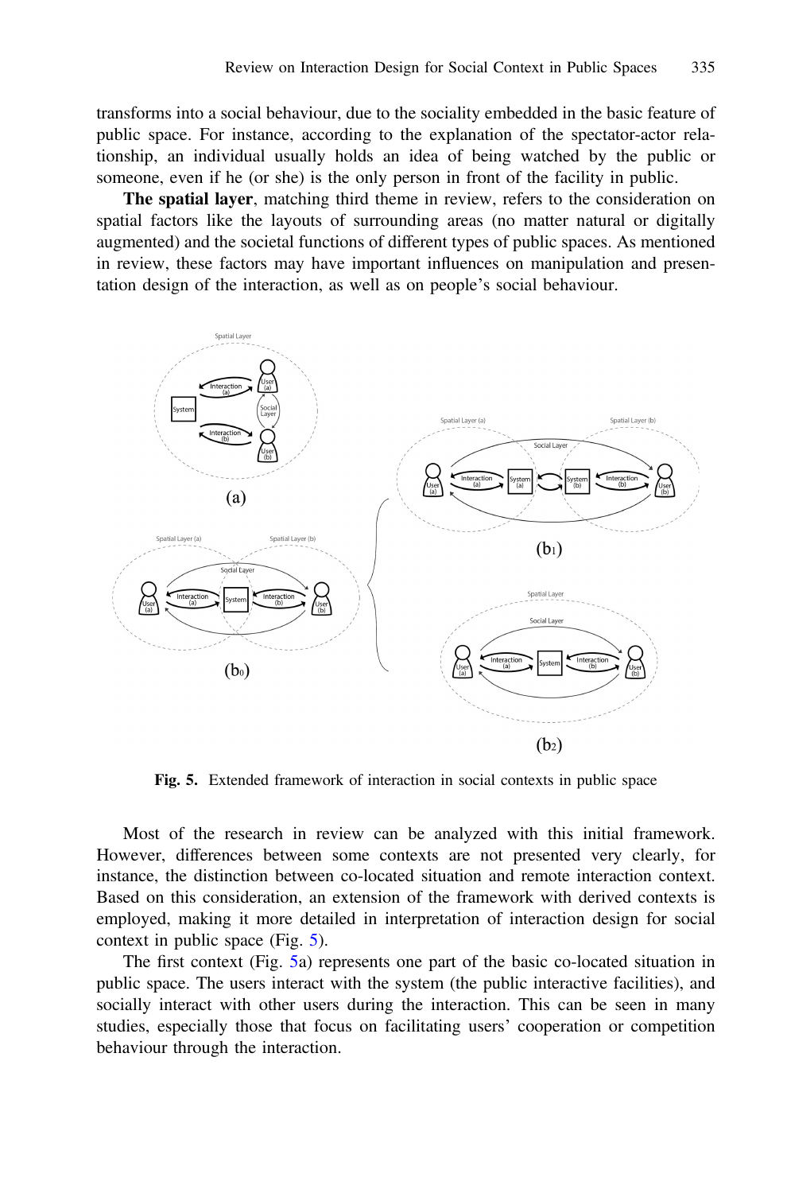transforms into a social behaviour, due to the sociality embedded in the basic feature of public space. For instance, according to the explanation of the spectator-actor relationship, an individual usually holds an idea of being watched by the public or someone, even if he (or she) is the only person in front of the facility in public.

**The spatial layer**, matching third theme in review, refers to the consideration on spatial factors like the layouts of surrounding areas (no matter natural or digitally augmented) and the societal functions of different types of public spaces. As mentioned in review, these factors may have important influences on manipulation and presentation design of the interaction, as well as on people's social behaviour.

**Fig. 5.** Extended framework of interaction in social contexts in public space

Most of the research in review can be analyzed with this initial framework. However, differences between some contexts are not presented very clearly, for instance, the distinction between co-located situation and remote interaction context. Based on this consideration, an extension of the framework with derived contexts is employed, making it more detailed in interpretation of interaction design for social context in public space (Fig. 5).

The first context (Fig. 5a) represents one part of the basic co-located situation in public space. The users interact with the system (the public interactive facilities), and socially interact with other users during the interaction. This can be seen in many studies, especially those that focus on facilitating users' cooperation or competition behaviour through the interaction.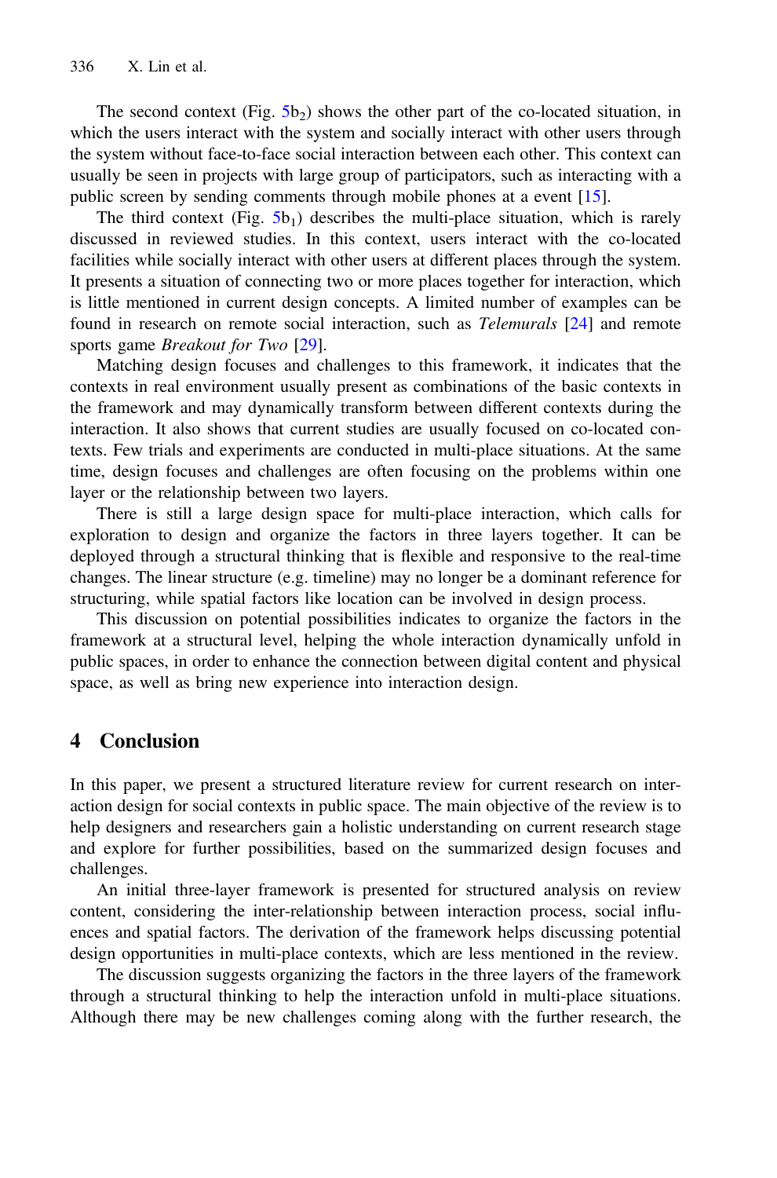The second context (Fig. 5b$_2$) shows the other part of the co-located situation, in which the users interact with the system and socially interact with other users through the system without face-to-face social interaction between each other. This context can usually be seen in projects with large group of participators, such as interacting with a public screen by sending comments through mobile phones at a event [15].

The third context (Fig. 5b$_1$) describes the multi-place situation, which is rarely discussed in reviewed studies. In this context, users interact with the co-located facilities while socially interact with other users at different places through the system. It presents a situation of connecting two or more places together for interaction, which is little mentioned in current design concepts. A limited number of examples can be found in research on remote social interaction, such as *Telemurals* [24] and remote sports game *Breakout for Two* [29].

Matching design focuses and challenges to this framework, it indicates that the contexts in real environment usually present as combinations of the basic contexts in the framework and may dynamically transform between different contexts during the interaction. It also shows that current studies are usually focused on co-located contexts. Few trials and experiments are conducted in multi-place situations. At the same time, design focuses and challenges are often focusing on the problems within one layer or the relationship between two layers.

There is still a large design space for multi-place interaction, which calls for exploration to design and organize the factors in three layers together. It can be deployed through a structural thinking that is flexible and responsive to the real-time changes. The linear structure (e.g. timeline) may no longer be a dominant reference for structuring, while spatial factors like location can be involved in design process.

This discussion on potential possibilities indicates to organize the factors in the framework at a structural level, helping the whole interaction dynamically unfold in public spaces, in order to enhance the connection between digital content and physical space, as well as bring new experience into interaction design.

## 4 Conclusion

In this paper, we present a structured literature review for current research on interaction design for social contexts in public space. The main objective of the review is to help designers and researchers gain a holistic understanding on current research stage and explore for further possibilities, based on the summarized design focuses and challenges.

An initial three-layer framework is presented for structured analysis on review content, considering the inter-relationship between interaction process, social influences and spatial factors. The derivation of the framework helps discussing potential design opportunities in multi-place contexts, which are less mentioned in the review.

The discussion suggests organizing the factors in the three layers of the framework through a structural thinking to help the interaction unfold in multi-place situations. Although there may be new challenges coming along with the further research, the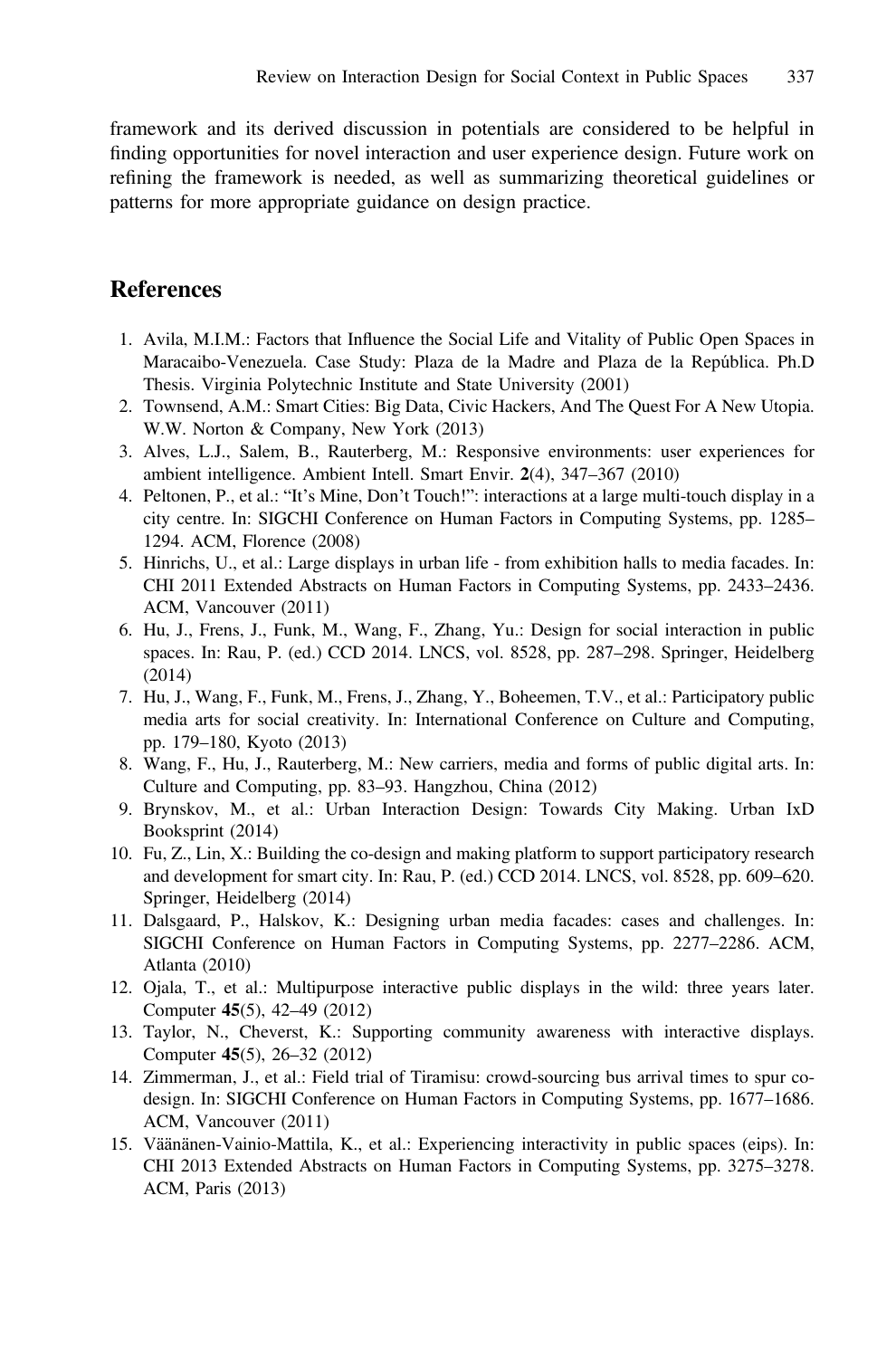framework and its derived discussion in potentials are considered to be helpful in finding opportunities for novel interaction and user experience design. Future work on refining the framework is needed, as well as summarizing theoretical guidelines or patterns for more appropriate guidance on design practice.

## References

1. Avila, M.I.M.: Factors that Influence the Social Life and Vitality of Public Open Spaces in Maracaibo-Venezuela. Case Study: Plaza de la Madre and Plaza de la República. Ph.D Thesis. Virginia Polytechnic Institute and State University (2001)
2. Townsend, A.M.: Smart Cities: Big Data, Civic Hackers, And The Quest For A New Utopia. W.W. Norton & Company, New York (2013)
3. Alves, L.J., Salem, B., Rauterberg, M.: Responsive environments: user experiences for ambient intelligence. Ambient Intell. Smart Envir. **2**(4), 347–367 (2010)
4. Peltonen, P., et al.: "It's Mine, Don't Touch!": interactions at a large multi-touch display in a city centre. In: SIGCHI Conference on Human Factors in Computing Systems, pp. 1285–1294. ACM, Florence (2008)
5. Hinrichs, U., et al.: Large displays in urban life - from exhibition halls to media facades. In: CHI 2011 Extended Abstracts on Human Factors in Computing Systems, pp. 2433–2436. ACM, Vancouver (2011)
6. Hu, J., Frens, J., Funk, M., Wang, F., Zhang, Yu.: Design for social interaction in public spaces. In: Rau, P. (ed.) CCD 2014. LNCS, vol. 8528, pp. 287–298. Springer, Heidelberg (2014)
7. Hu, J., Wang, F., Funk, M., Frens, J., Zhang, Y., Boheemen, T.V., et al.: Participatory public media arts for social creativity. In: International Conference on Culture and Computing, pp. 179–180, Kyoto (2013)
8. Wang, F., Hu, J., Rauterberg, M.: New carriers, media and forms of public digital arts. In: Culture and Computing, pp. 83–93. Hangzhou, China (2012)
9. Brynskov, M., et al.: Urban Interaction Design: Towards City Making. Urban IxD Booksprint (2014)
10. Fu, Z., Lin, X.: Building the co-design and making platform to support participatory research and development for smart city. In: Rau, P. (ed.) CCD 2014. LNCS, vol. 8528, pp. 609–620. Springer, Heidelberg (2014)
11. Dalsgaard, P., Halskov, K.: Designing urban media facades: cases and challenges. In: SIGCHI Conference on Human Factors in Computing Systems, pp. 2277–2286. ACM, Atlanta (2010)
12. Ojala, T., et al.: Multipurpose interactive public displays in the wild: three years later. Computer **45**(5), 42–49 (2012)
13. Taylor, N., Cheverst, K.: Supporting community awareness with interactive displays. Computer **45**(5), 26–32 (2012)
14. Zimmerman, J., et al.: Field trial of Tiramisu: crowd-sourcing bus arrival times to spur co-design. In: SIGCHI Conference on Human Factors in Computing Systems, pp. 1677–1686. ACM, Vancouver (2011)
15. Väänänen-Vainio-Mattila, K., et al.: Experiencing interactivity in public spaces (eips). In: CHI 2013 Extended Abstracts on Human Factors in Computing Systems, pp. 3275–3278. ACM, Paris (2013)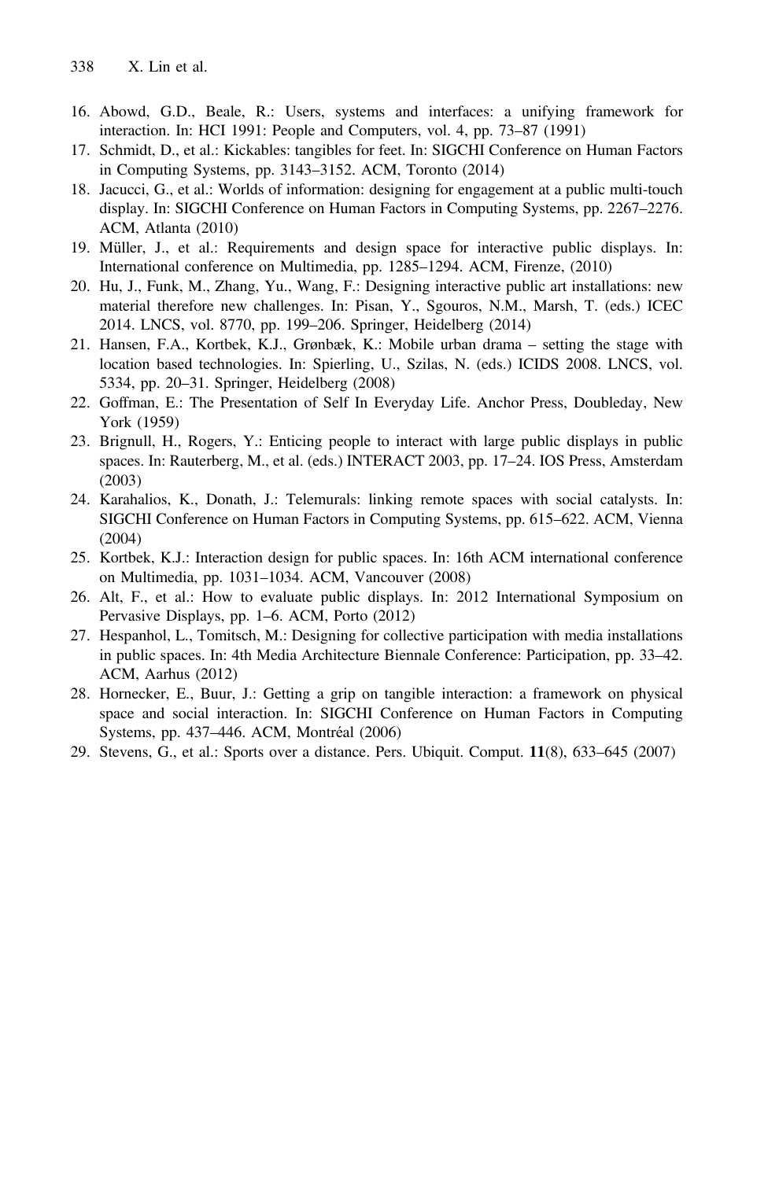16. Abowd, G.D., Beale, R.: Users, systems and interfaces: a unifying framework for interaction. In: HCI 1991: People and Computers, vol. 4, pp. 73–87 (1991)
17. Schmidt, D., et al.: Kickables: tangibles for feet. In: SIGCHI Conference on Human Factors in Computing Systems, pp. 3143–3152. ACM, Toronto (2014)
18. Jacucci, G., et al.: Worlds of information: designing for engagement at a public multi-touch display. In: SIGCHI Conference on Human Factors in Computing Systems, pp. 2267–2276. ACM, Atlanta (2010)
19. Müller, J., et al.: Requirements and design space for interactive public displays. In: International conference on Multimedia, pp. 1285–1294. ACM, Firenze, (2010)
20. Hu, J., Funk, M., Zhang, Yu., Wang, F.: Designing interactive public art installations: new material therefore new challenges. In: Pisan, Y., Sgouros, N.M., Marsh, T. (eds.) ICEC 2014. LNCS, vol. 8770, pp. 199–206. Springer, Heidelberg (2014)
21. Hansen, F.A., Kortbek, K.J., Grønbæk, K.: Mobile urban drama – setting the stage with location based technologies. In: Spierling, U., Szilas, N. (eds.) ICIDS 2008. LNCS, vol. 5334, pp. 20–31. Springer, Heidelberg (2008)
22. Goffman, E.: The Presentation of Self In Everyday Life. Anchor Press, Doubleday, New York (1959)
23. Brignull, H., Rogers, Y.: Enticing people to interact with large public displays in public spaces. In: Rauterberg, M., et al. (eds.) INTERACT 2003, pp. 17–24. IOS Press, Amsterdam (2003)
24. Karahalios, K., Donath, J.: Telemurals: linking remote spaces with social catalysts. In: SIGCHI Conference on Human Factors in Computing Systems, pp. 615–622. ACM, Vienna (2004)
25. Kortbek, K.J.: Interaction design for public spaces. In: 16th ACM international conference on Multimedia, pp. 1031–1034. ACM, Vancouver (2008)
26. Alt, F., et al.: How to evaluate public displays. In: 2012 International Symposium on Pervasive Displays, pp. 1–6. ACM, Porto (2012)
27. Hespanhol, L., Tomitsch, M.: Designing for collective participation with media installations in public spaces. In: 4th Media Architecture Biennale Conference: Participation, pp. 33–42. ACM, Aarhus (2012)
28. Hornecker, E., Buur, J.: Getting a grip on tangible interaction: a framework on physical space and social interaction. In: SIGCHI Conference on Human Factors in Computing Systems, pp. 437–446. ACM, Montréal (2006)
29. Stevens, G., et al.: Sports over a distance. Pers. Ubiquit. Comput. **11**(8), 633–645 (2007)